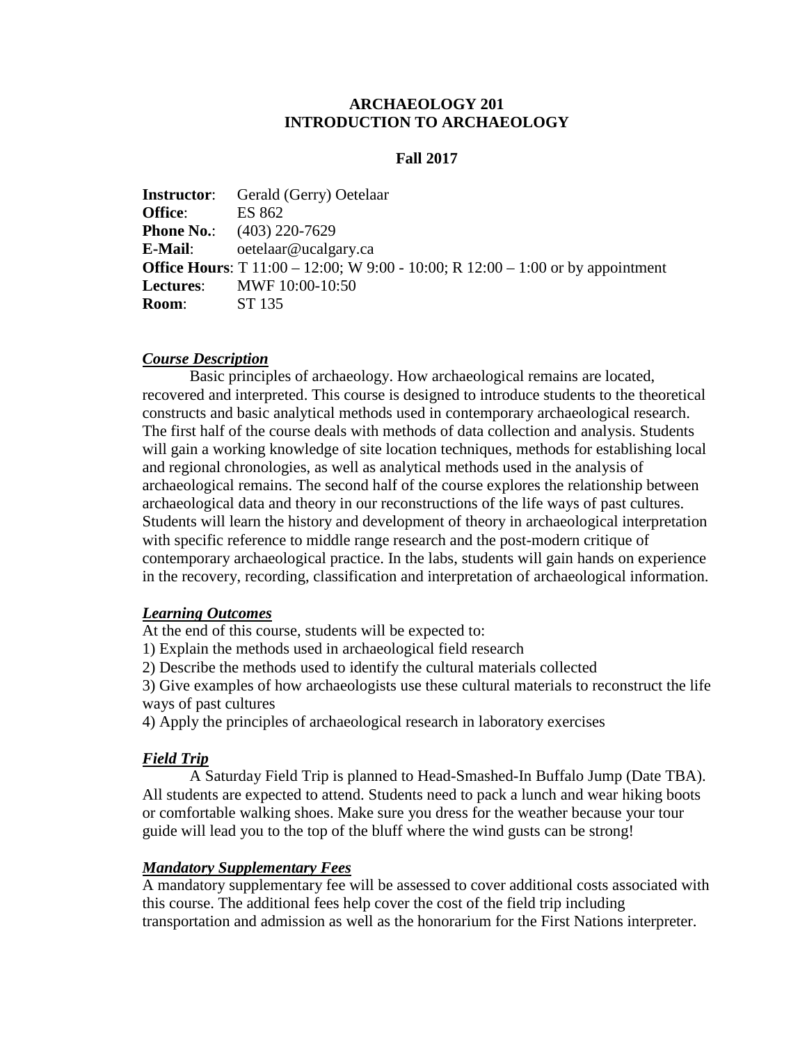# ARCHAEOLOGY 201
# INTRODUCTION TO ARCHAEOLOGY

### Fall 2017

**Instructor**: Gerald (Gerry) Oetelaar
**Office**: ES 862
**Phone No.**: (403) 220-7629
**E-Mail**: oetelaar@ucalgary.ca
**Office Hours**: T 11:00 – 12:00; W 9:00 - 10:00; R 12:00 – 1:00 or by appointment
**Lectures**: MWF 10:00-10:50
**Room**: ST 135

## ***Course Description***

Basic principles of archaeology. How archaeological remains are located, recovered and interpreted. This course is designed to introduce students to the theoretical constructs and basic analytical methods used in contemporary archaeological research. The first half of the course deals with methods of data collection and analysis. Students will gain a working knowledge of site location techniques, methods for establishing local and regional chronologies, as well as analytical methods used in the analysis of archaeological remains. The second half of the course explores the relationship between archaeological data and theory in our reconstructions of the life ways of past cultures. Students will learn the history and development of theory in archaeological interpretation with specific reference to middle range research and the post-modern critique of contemporary archaeological practice. In the labs, students will gain hands on experience in the recovery, recording, classification and interpretation of archaeological information.

## ***Learning Outcomes***

At the end of this course, students will be expected to:

1) Explain the methods used in archaeological field research
2) Describe the methods used to identify the cultural materials collected
3) Give examples of how archaeologists use these cultural materials to reconstruct the life ways of past cultures
4) Apply the principles of archaeological research in laboratory exercises

## ***Field Trip***

A Saturday Field Trip is planned to Head-Smashed-In Buffalo Jump (Date TBA). All students are expected to attend. Students need to pack a lunch and wear hiking boots or comfortable walking shoes. Make sure you dress for the weather because your tour guide will lead you to the top of the bluff where the wind gusts can be strong!

## ***Mandatory Supplementary Fees***

A mandatory supplementary fee will be assessed to cover additional costs associated with this course. The additional fees help cover the cost of the field trip including transportation and admission as well as the honorarium for the First Nations interpreter.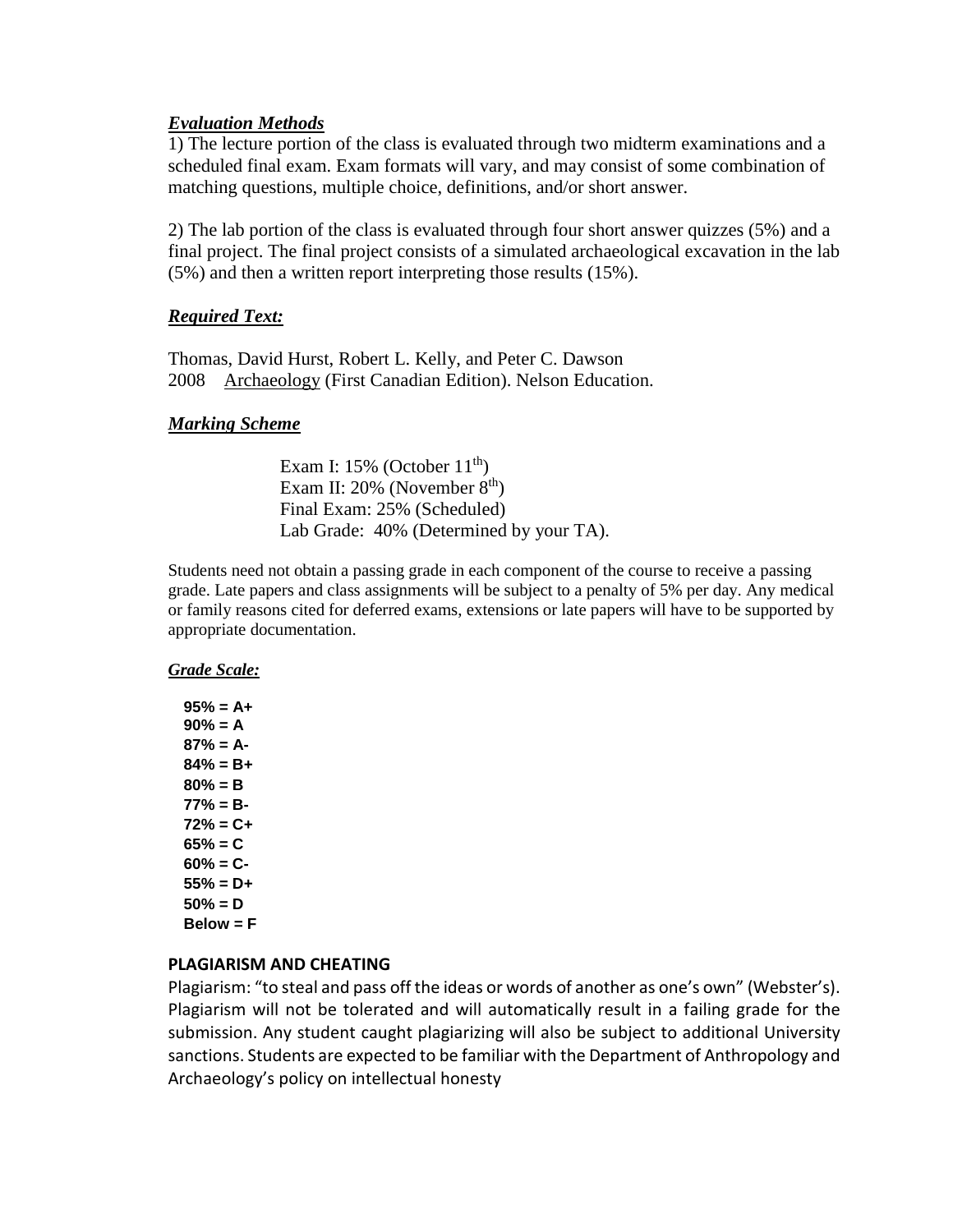### ***Evaluation Methods***

1) The lecture portion of the class is evaluated through two midterm examinations and a scheduled final exam. Exam formats will vary, and may consist of some combination of matching questions, multiple choice, definitions, and/or short answer.

2) The lab portion of the class is evaluated through four short answer quizzes (5%) and a final project. The final project consists of a simulated archaeological excavation in the lab (5%) and then a written report interpreting those results (15%).

### ***Required Text:***

Thomas, David Hurst, Robert L. Kelly, and Peter C. Dawson
2008 Archaeology (First Canadian Edition). Nelson Education.

### ***Marking Scheme***

Exam I: 15% (October 11th)
Exam II: 20% (November 8th)
Final Exam: 25% (Scheduled)
Lab Grade: 40% (Determined by your TA).

Students need not obtain a passing grade in each component of the course to receive a passing grade. Late papers and class assignments will be subject to a penalty of 5% per day. Any medical or family reasons cited for deferred exams, extensions or late papers will have to be supported by appropriate documentation.

### ***Grade Scale:***

**95% = A+**
**90% = A**
**87% = A-**
**84% = B+**
**80% = B**
**77% = B-**
**72% = C+**
**65% = C**
**60% = C-**
**55% = D+**
**50% = D**
**Below = F**

### **PLAGIARISM AND CHEATING**

Plagiarism: "to steal and pass off the ideas or words of another as one's own" (Webster's). Plagiarism will not be tolerated and will automatically result in a failing grade for the submission. Any student caught plagiarizing will also be subject to additional University sanctions. Students are expected to be familiar with the Department of Anthropology and Archaeology's policy on intellectual honesty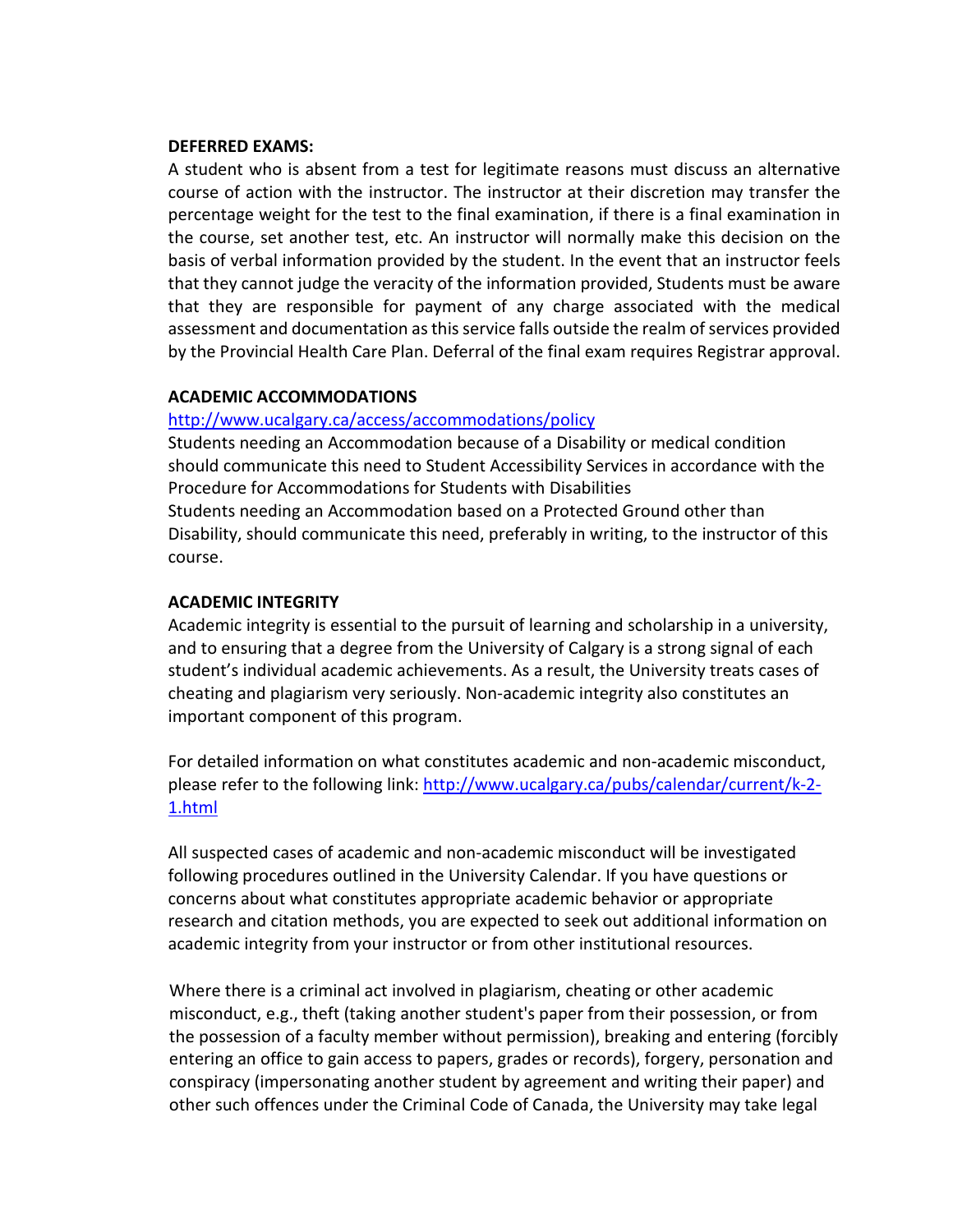**DEFERRED EXAMS:**

A student who is absent from a test for legitimate reasons must discuss an alternative course of action with the instructor. The instructor at their discretion may transfer the percentage weight for the test to the final examination, if there is a final examination in the course, set another test, etc. An instructor will normally make this decision on the basis of verbal information provided by the student. In the event that an instructor feels that they cannot judge the veracity of the information provided, Students must be aware that they are responsible for payment of any charge associated with the medical assessment and documentation as this service falls outside the realm of services provided by the Provincial Health Care Plan. Deferral of the final exam requires Registrar approval.

**ACADEMIC ACCOMMODATIONS**

http://www.ucalgary.ca/access/accommodations/policy

Students needing an Accommodation because of a Disability or medical condition should communicate this need to Student Accessibility Services in accordance with the Procedure for Accommodations for Students with Disabilities

Students needing an Accommodation based on a Protected Ground other than Disability, should communicate this need, preferably in writing, to the instructor of this course.

**ACADEMIC INTEGRITY**

Academic integrity is essential to the pursuit of learning and scholarship in a university, and to ensuring that a degree from the University of Calgary is a strong signal of each student's individual academic achievements. As a result, the University treats cases of cheating and plagiarism very seriously. Non-academic integrity also constitutes an important component of this program.

For detailed information on what constitutes academic and non-academic misconduct, please refer to the following link: http://www.ucalgary.ca/pubs/calendar/current/k-2-1.html

All suspected cases of academic and non-academic misconduct will be investigated following procedures outlined in the University Calendar. If you have questions or concerns about what constitutes appropriate academic behavior or appropriate research and citation methods, you are expected to seek out additional information on academic integrity from your instructor or from other institutional resources.

Where there is a criminal act involved in plagiarism, cheating or other academic misconduct, e.g., theft (taking another student's paper from their possession, or from the possession of a faculty member without permission), breaking and entering (forcibly entering an office to gain access to papers, grades or records), forgery, personation and conspiracy (impersonating another student by agreement and writing their paper) and other such offences under the Criminal Code of Canada, the University may take legal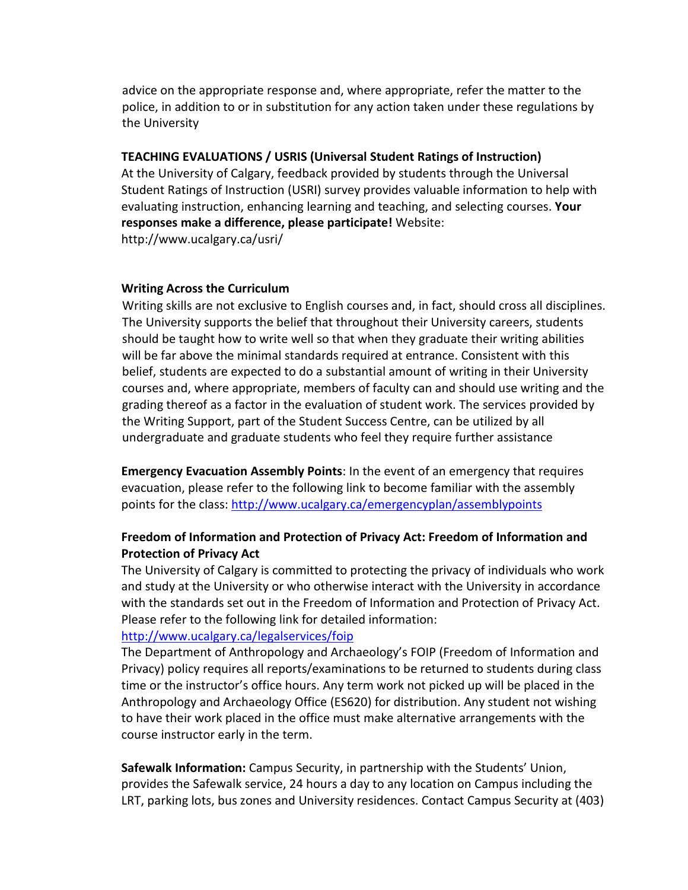advice on the appropriate response and, where appropriate, refer the matter to the police, in addition to or in substitution for any action taken under these regulations by the University

**TEACHING EVALUATIONS / USRIS (Universal Student Ratings of Instruction)**
At the University of Calgary, feedback provided by students through the Universal Student Ratings of Instruction (USRI) survey provides valuable information to help with evaluating instruction, enhancing learning and teaching, and selecting courses. **Your responses make a difference, please participate!** Website: http://www.ucalgary.ca/usri/

**Writing Across the Curriculum**
Writing skills are not exclusive to English courses and, in fact, should cross all disciplines. The University supports the belief that throughout their University careers, students should be taught how to write well so that when they graduate their writing abilities will be far above the minimal standards required at entrance. Consistent with this belief, students are expected to do a substantial amount of writing in their University courses and, where appropriate, members of faculty can and should use writing and the grading thereof as a factor in the evaluation of student work. The services provided by the Writing Support, part of the Student Success Centre, can be utilized by all undergraduate and graduate students who feel they require further assistance

**Emergency Evacuation Assembly Points**: In the event of an emergency that requires evacuation, please refer to the following link to become familiar with the assembly points for the class: http://www.ucalgary.ca/emergencyplan/assemblypoints

**Freedom of Information and Protection of Privacy Act: Freedom of Information and Protection of Privacy Act**
The University of Calgary is committed to protecting the privacy of individuals who work and study at the University or who otherwise interact with the University in accordance with the standards set out in the Freedom of Information and Protection of Privacy Act. Please refer to the following link for detailed information:
http://www.ucalgary.ca/legalservices/foip
The Department of Anthropology and Archaeology's FOIP (Freedom of Information and Privacy) policy requires all reports/examinations to be returned to students during class time or the instructor's office hours. Any term work not picked up will be placed in the Anthropology and Archaeology Office (ES620) for distribution. Any student not wishing to have their work placed in the office must make alternative arrangements with the course instructor early in the term.

**Safewalk Information:** Campus Security, in partnership with the Students' Union, provides the Safewalk service, 24 hours a day to any location on Campus including the LRT, parking lots, bus zones and University residences. Contact Campus Security at (403)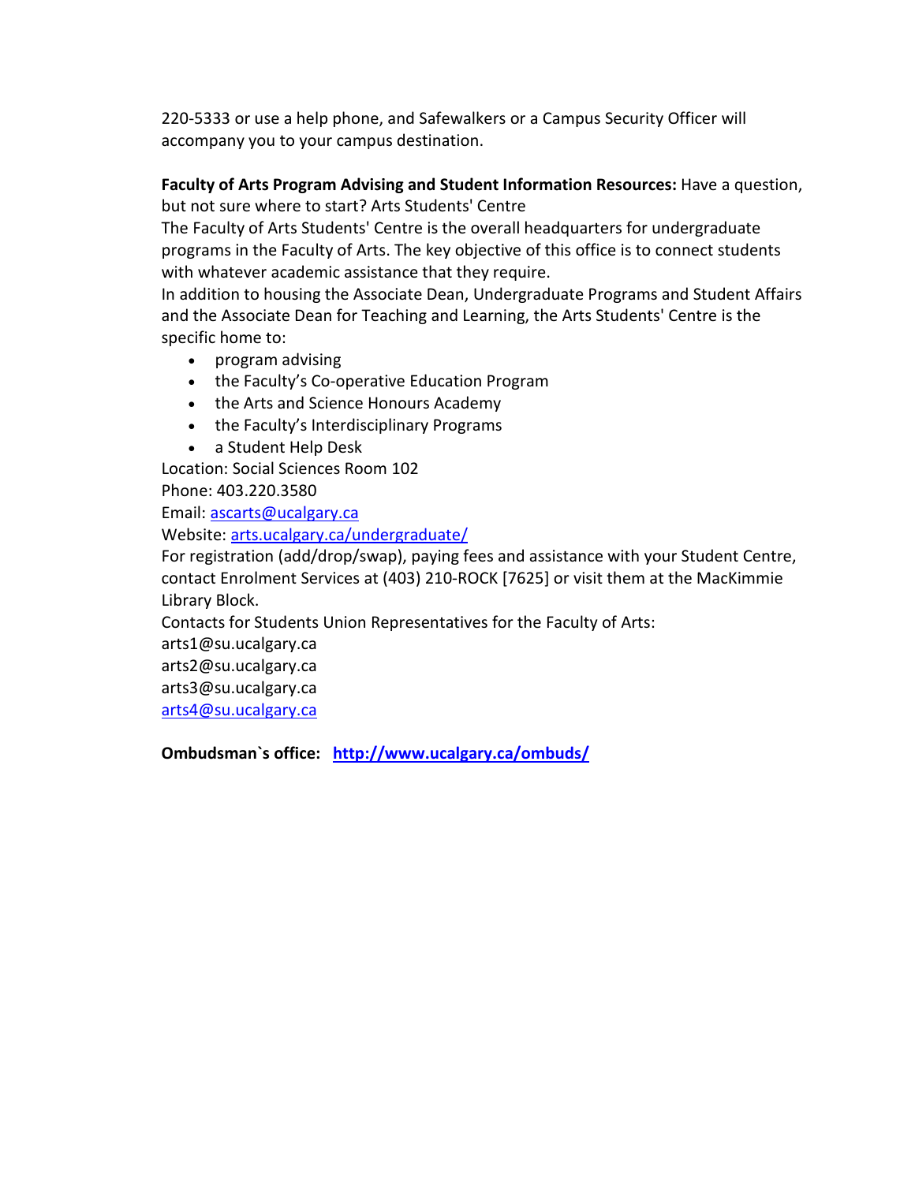220-5333 or use a help phone, and Safewalkers or a Campus Security Officer will accompany you to your campus destination.

**Faculty of Arts Program Advising and Student Information Resources:** Have a question, but not sure where to start? Arts Students' Centre

The Faculty of Arts Students' Centre is the overall headquarters for undergraduate programs in the Faculty of Arts. The key objective of this office is to connect students with whatever academic assistance that they require.

In addition to housing the Associate Dean, Undergraduate Programs and Student Affairs and the Associate Dean for Teaching and Learning, the Arts Students' Centre is the specific home to:

- program advising
- the Faculty's Co-operative Education Program
- the Arts and Science Honours Academy
- the Faculty's Interdisciplinary Programs
- a Student Help Desk

Location: Social Sciences Room 102
Phone: 403.220.3580
Email: ascarts@ucalgary.ca
Website: arts.ucalgary.ca/undergraduate/

For registration (add/drop/swap), paying fees and assistance with your Student Centre, contact Enrolment Services at (403) 210-ROCK [7625] or visit them at the MacKimmie Library Block.

Contacts for Students Union Representatives for the Faculty of Arts:
arts1@su.ucalgary.ca
arts2@su.ucalgary.ca
arts3@su.ucalgary.ca
arts4@su.ucalgary.ca

**Ombudsman`s office: http://www.ucalgary.ca/ombuds/**